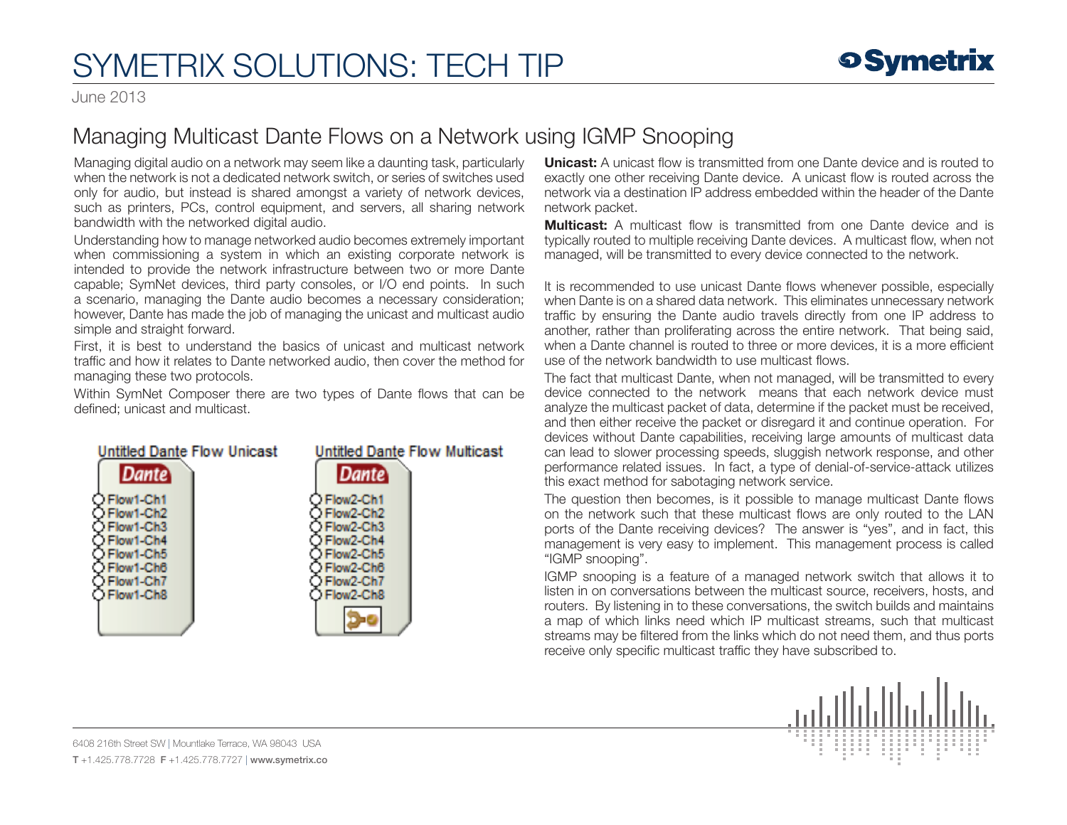# SYMETRIX SOLUTIONS: TECH TIP

June 2013

## Managing Multicast Dante Flows on a Network using IGMP Snooping

Managing digital audio on a network may seem like a daunting task, particularly when the network is not a dedicated network switch, or series of switches used only for audio, but instead is shared amongst a variety of network devices, such as printers, PCs, control equipment, and servers, all sharing network bandwidth with the networked digital audio.

Understanding how to manage networked audio becomes extremely important when commissioning a system in which an existing corporate network is intended to provide the network infrastructure between two or more Dante capable; SymNet devices, third party consoles, or I/O end points. In such a scenario, managing the Dante audio becomes a necessary consideration; however, Dante has made the job of managing the unicast and multicast audio simple and straight forward.

First, it is best to understand the basics of unicast and multicast network traffic and how it relates to Dante networked audio, then cover the method for managing these two protocols.

Within SymNet Composer there are two types of Dante flows that can be defined; unicast and multicast.

Untitled Dante Flow Unicast

Dante
- Flow1-Ch1
- Flow1-Ch2
- Flow1-Ch3
- Flow1-Ch4
- Flow1-Ch5
- Flow1-Ch6
- Flow1-Ch7
- Flow1-Ch8

Untitled Dante Flow Multicast

Dante
- Flow2-Ch1
- Flow2-Ch2
- Flow2-Ch3
- Flow2-Ch4
- Flow2-Ch5
- Flow2-Ch6
- Flow2-Ch7
- Flow2-Ch8

**Unicast:** A unicast flow is transmitted from one Dante device and is routed to exactly one other receiving Dante device. A unicast flow is routed across the network via a destination IP address embedded within the header of the Dante network packet.

**Multicast:** A multicast flow is transmitted from one Dante device and is typically routed to multiple receiving Dante devices. A multicast flow, when not managed, will be transmitted to every device connected to the network.

It is recommended to use unicast Dante flows whenever possible, especially when Dante is on a shared data network. This eliminates unnecessary network traffic by ensuring the Dante audio travels directly from one IP address to another, rather than proliferating across the entire network. That being said, when a Dante channel is routed to three or more devices, it is a more efficient use of the network bandwidth to use multicast flows.

The fact that multicast Dante, when not managed, will be transmitted to every device connected to the network means that each network device must analyze the multicast packet of data, determine if the packet must be received, and then either receive the packet or disregard it and continue operation. For devices without Dante capabilities, receiving large amounts of multicast data can lead to slower processing speeds, sluggish network response, and other performance related issues. In fact, a type of denial-of-service-attack utilizes this exact method for sabotaging network service.

The question then becomes, is it possible to manage multicast Dante flows on the network such that these multicast flows are only routed to the LAN ports of the Dante receiving devices? The answer is "yes", and in fact, this management is very easy to implement. This management process is called "IGMP snooping".

IGMP snooping is a feature of a managed network switch that allows it to listen in on conversations between the multicast source, receivers, hosts, and routers. By listening in to these conversations, the switch builds and maintains a map of which links need which IP multicast streams, such that multicast streams may be filtered from the links which do not need them, and thus ports receive only specific multicast traffic they have subscribed to.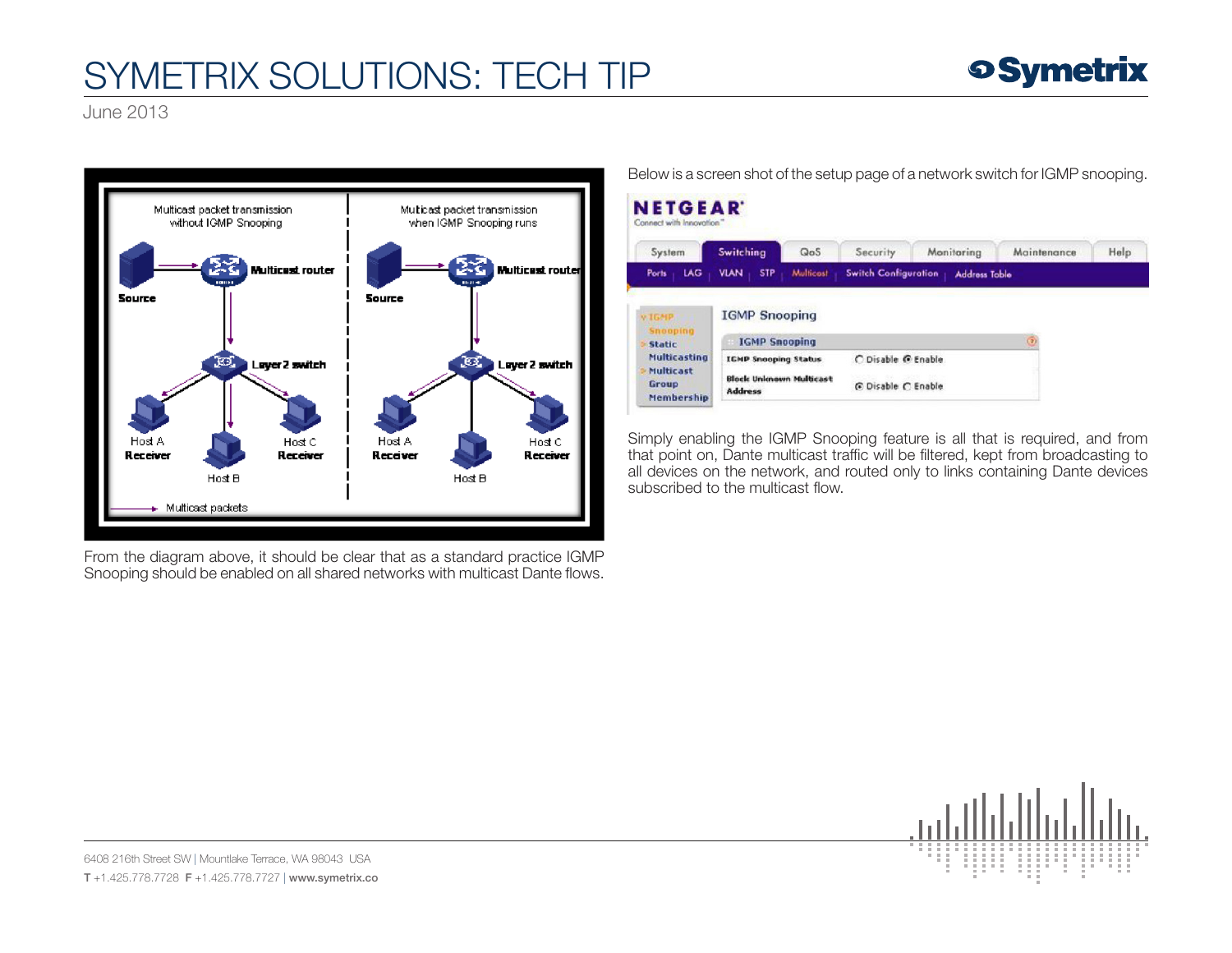Multicast packet transmission without IGMP Snooping

Source

Multicast router

Layer 2 switch

Host A Receiver

Host B

Host C Receiver

Multicast packet transmission when IGMP Snooping runs

Source

Multicast router

Layer 2 switch

Host A Receiver

Host B

Host C Receiver

Multicast packets

From the diagram above, it should be clear that as a standard practice IGMP Snooping should be enabled on all shared networks with multicast Dante flows.

Below is a screen shot of the setup page of a network switch for IGMP snooping.

NETGEAR Connect with Innovation™

System | Switching | QoS | Security | Monitoring | Maintenance | Help

Ports | LAG | VLAN | STP | Multicast | Switch Configuration | Address Table

IGMP Snooping

Static Multicasting

Multicast Group Membership

IGMP Snooping

| IGMP Snooping | |
|---|---|
| IGMP Snooping Status | Disable Enable |
| Block Unknown Multicast Address | Disable Enable |

Simply enabling the IGMP Snooping feature is all that is required, and from that point on, Dante multicast traffic will be filtered, kept from broadcasting to all devices on the network, and routed only to links containing Dante devices subscribed to the multicast flow.